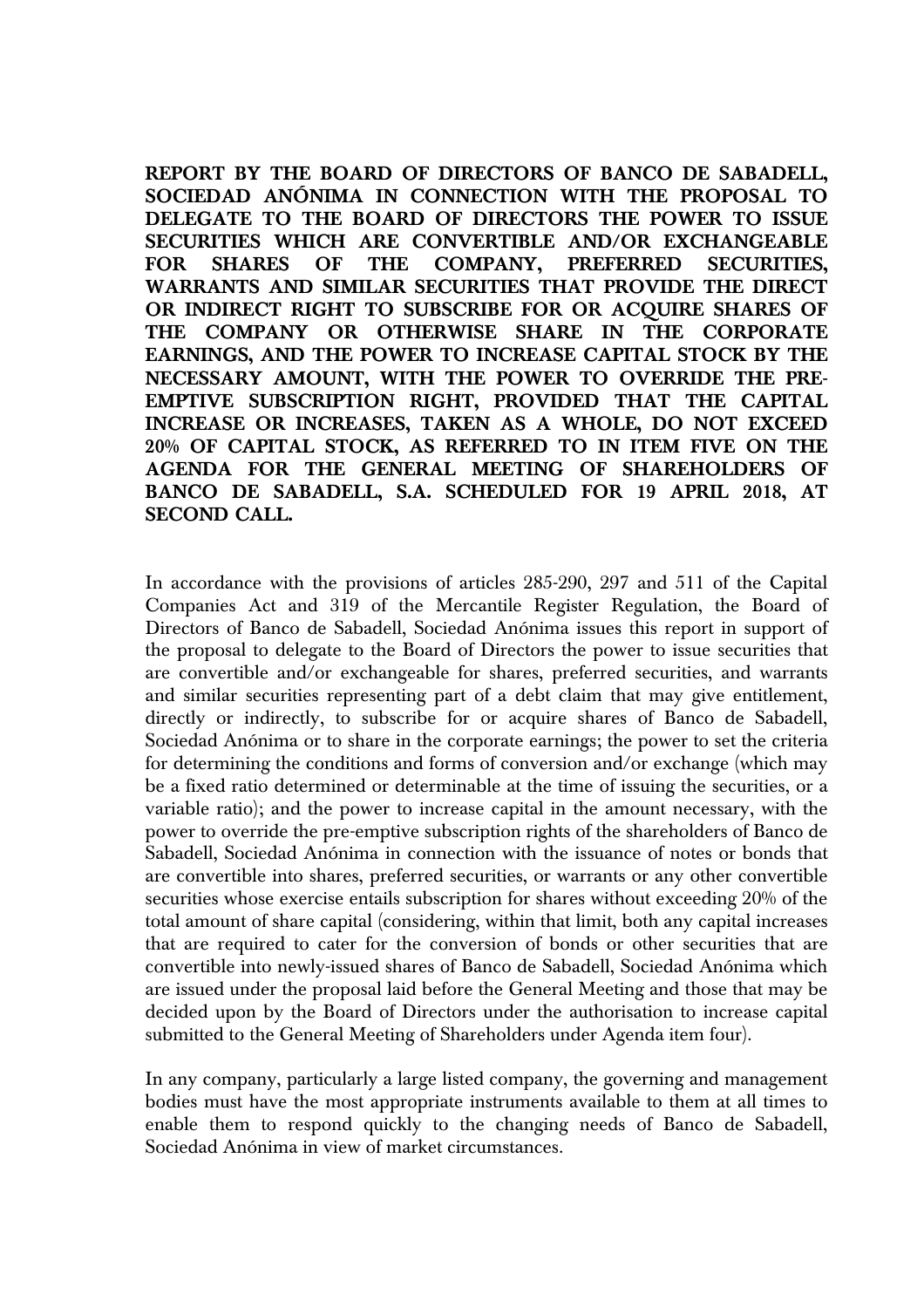**REPORT BY THE BOARD OF DIRECTORS OF BANCO DE SABADELL, SOCIEDAD ANÓNIMA IN CONNECTION WITH THE PROPOSAL TO DELEGATE TO THE BOARD OF DIRECTORS THE POWER TO ISSUE SECURITIES WHICH ARE CONVERTIBLE AND/OR EXCHANGEABLE FOR SHARES OF THE COMPANY, PREFERRED SECURITIES, WARRANTS AND SIMILAR SECURITIES THAT PROVIDE THE DIRECT OR INDIRECT RIGHT TO SUBSCRIBE FOR OR ACQUIRE SHARES OF THE COMPANY OR OTHERWISE SHARE IN THE CORPORATE EARNINGS, AND THE POWER TO INCREASE CAPITAL STOCK BY THE NECESSARY AMOUNT, WITH THE POWER TO OVERRIDE THE PRE-EMPTIVE SUBSCRIPTION RIGHT, PROVIDED THAT THE CAPITAL INCREASE OR INCREASES, TAKEN AS A WHOLE, DO NOT EXCEED 20% OF CAPITAL STOCK, AS REFERRED TO IN ITEM FIVE ON THE AGENDA FOR THE GENERAL MEETING OF SHAREHOLDERS OF BANCO DE SABADELL, S.A. SCHEDULED FOR 19 APRIL 2018, AT SECOND CALL.**

In accordance with the provisions of articles 285-290, 297 and 511 of the Capital Companies Act and 319 of the Mercantile Register Regulation, the Board of Directors of Banco de Sabadell, Sociedad Anónima issues this report in support of the proposal to delegate to the Board of Directors the power to issue securities that are convertible and/or exchangeable for shares, preferred securities, and warrants and similar securities representing part of a debt claim that may give entitlement, directly or indirectly, to subscribe for or acquire shares of Banco de Sabadell, Sociedad Anónima or to share in the corporate earnings; the power to set the criteria for determining the conditions and forms of conversion and/or exchange (which may be a fixed ratio determined or determinable at the time of issuing the securities, or a variable ratio); and the power to increase capital in the amount necessary, with the power to override the pre-emptive subscription rights of the shareholders of Banco de Sabadell, Sociedad Anónima in connection with the issuance of notes or bonds that are convertible into shares, preferred securities, or warrants or any other convertible securities whose exercise entails subscription for shares without exceeding 20% of the total amount of share capital (considering, within that limit, both any capital increases that are required to cater for the conversion of bonds or other securities that are convertible into newly-issued shares of Banco de Sabadell, Sociedad Anónima which are issued under the proposal laid before the General Meeting and those that may be decided upon by the Board of Directors under the authorisation to increase capital submitted to the General Meeting of Shareholders under Agenda item four).

In any company, particularly a large listed company, the governing and management bodies must have the most appropriate instruments available to them at all times to enable them to respond quickly to the changing needs of Banco de Sabadell, Sociedad Anónima in view of market circumstances.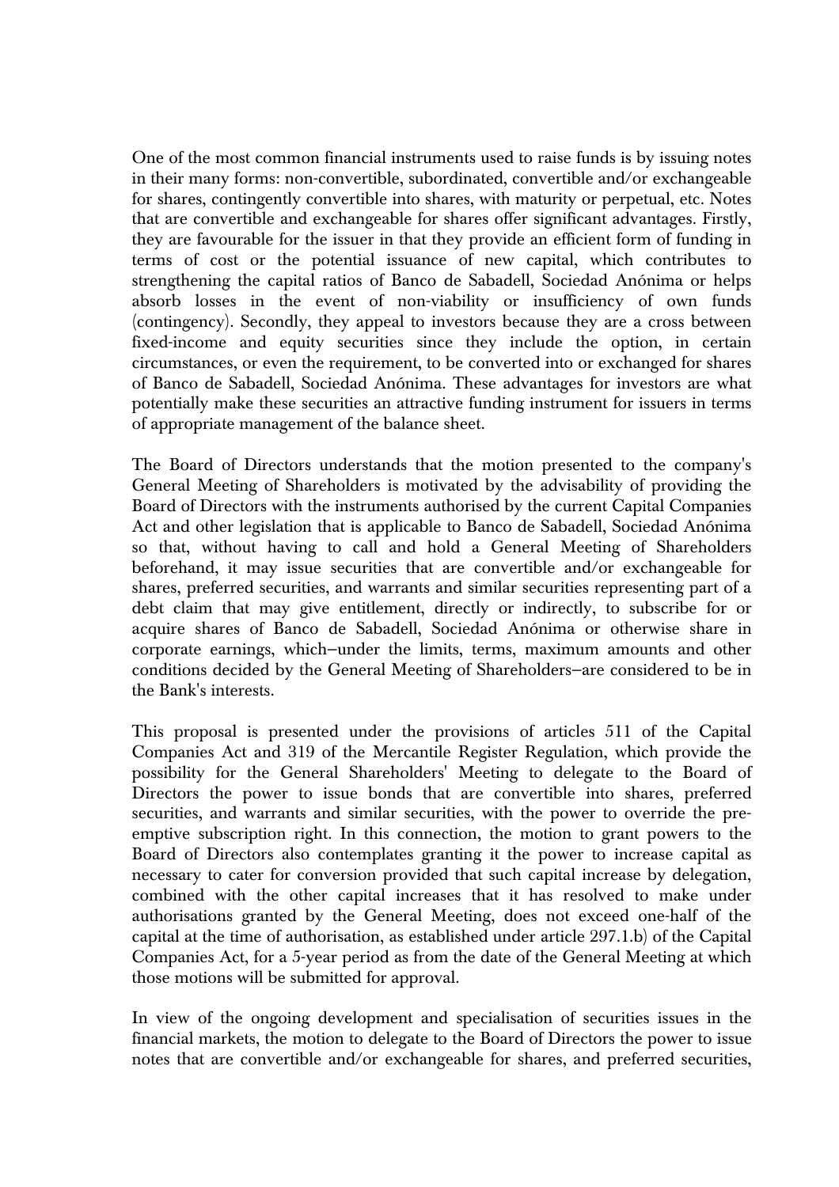One of the most common financial instruments used to raise funds is by issuing notes in their many forms: non-convertible, subordinated, convertible and/or exchangeable for shares, contingently convertible into shares, with maturity or perpetual, etc. Notes that are convertible and exchangeable for shares offer significant advantages. Firstly, they are favourable for the issuer in that they provide an efficient form of funding in terms of cost or the potential issuance of new capital, which contributes to strengthening the capital ratios of Banco de Sabadell, Sociedad Anónima or helps absorb losses in the event of non-viability or insufficiency of own funds (contingency). Secondly, they appeal to investors because they are a cross between fixed-income and equity securities since they include the option, in certain circumstances, or even the requirement, to be converted into or exchanged for shares of Banco de Sabadell, Sociedad Anónima. These advantages for investors are what potentially make these securities an attractive funding instrument for issuers in terms of appropriate management of the balance sheet.

The Board of Directors understands that the motion presented to the company's General Meeting of Shareholders is motivated by the advisability of providing the Board of Directors with the instruments authorised by the current Capital Companies Act and other legislation that is applicable to Banco de Sabadell, Sociedad Anónima so that, without having to call and hold a General Meeting of Shareholders beforehand, it may issue securities that are convertible and/or exchangeable for shares, preferred securities, and warrants and similar securities representing part of a debt claim that may give entitlement, directly or indirectly, to subscribe for or acquire shares of Banco de Sabadell, Sociedad Anónima or otherwise share in corporate earnings, which—under the limits, terms, maximum amounts and other conditions decided by the General Meeting of Shareholders—are considered to be in the Bank's interests.

This proposal is presented under the provisions of articles 511 of the Capital Companies Act and 319 of the Mercantile Register Regulation, which provide the possibility for the General Shareholders' Meeting to delegate to the Board of Directors the power to issue bonds that are convertible into shares, preferred securities, and warrants and similar securities, with the power to override the pre-emptive subscription right. In this connection, the motion to grant powers to the Board of Directors also contemplates granting it the power to increase capital as necessary to cater for conversion provided that such capital increase by delegation, combined with the other capital increases that it has resolved to make under authorisations granted by the General Meeting, does not exceed one-half of the capital at the time of authorisation, as established under article 297.1.b) of the Capital Companies Act, for a 5-year period as from the date of the General Meeting at which those motions will be submitted for approval.

In view of the ongoing development and specialisation of securities issues in the financial markets, the motion to delegate to the Board of Directors the power to issue notes that are convertible and/or exchangeable for shares, and preferred securities,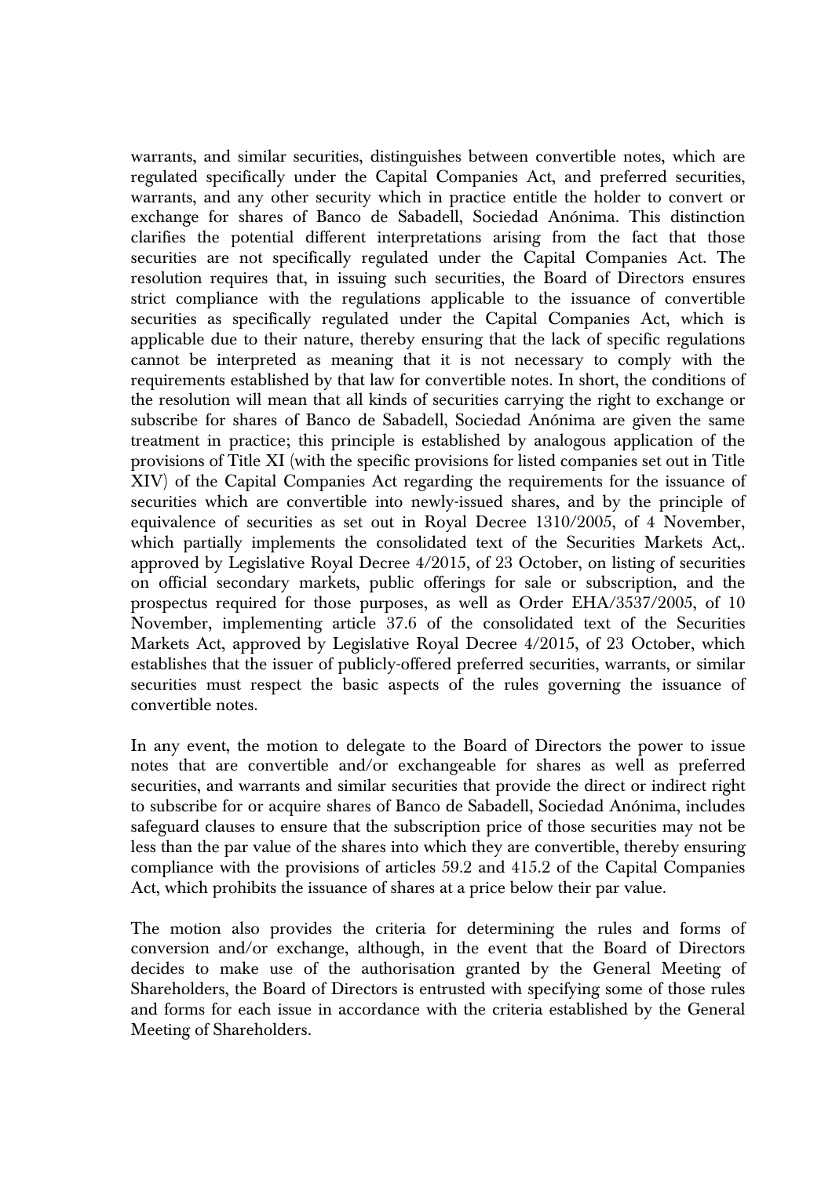warrants, and similar securities, distinguishes between convertible notes, which are regulated specifically under the Capital Companies Act, and preferred securities, warrants, and any other security which in practice entitle the holder to convert or exchange for shares of Banco de Sabadell, Sociedad Anónima. This distinction clarifies the potential different interpretations arising from the fact that those securities are not specifically regulated under the Capital Companies Act. The resolution requires that, in issuing such securities, the Board of Directors ensures strict compliance with the regulations applicable to the issuance of convertible securities as specifically regulated under the Capital Companies Act, which is applicable due to their nature, thereby ensuring that the lack of specific regulations cannot be interpreted as meaning that it is not necessary to comply with the requirements established by that law for convertible notes. In short, the conditions of the resolution will mean that all kinds of securities carrying the right to exchange or subscribe for shares of Banco de Sabadell, Sociedad Anónima are given the same treatment in practice; this principle is established by analogous application of the provisions of Title XI (with the specific provisions for listed companies set out in Title XIV) of the Capital Companies Act regarding the requirements for the issuance of securities which are convertible into newly-issued shares, and by the principle of equivalence of securities as set out in Royal Decree 1310/2005, of 4 November, which partially implements the consolidated text of the Securities Markets Act,. approved by Legislative Royal Decree 4/2015, of 23 October, on listing of securities on official secondary markets, public offerings for sale or subscription, and the prospectus required for those purposes, as well as Order EHA/3537/2005, of 10 November, implementing article 37.6 of the consolidated text of the Securities Markets Act, approved by Legislative Royal Decree 4/2015, of 23 October, which establishes that the issuer of publicly-offered preferred securities, warrants, or similar securities must respect the basic aspects of the rules governing the issuance of convertible notes.

In any event, the motion to delegate to the Board of Directors the power to issue notes that are convertible and/or exchangeable for shares as well as preferred securities, and warrants and similar securities that provide the direct or indirect right to subscribe for or acquire shares of Banco de Sabadell, Sociedad Anónima, includes safeguard clauses to ensure that the subscription price of those securities may not be less than the par value of the shares into which they are convertible, thereby ensuring compliance with the provisions of articles 59.2 and 415.2 of the Capital Companies Act, which prohibits the issuance of shares at a price below their par value.

The motion also provides the criteria for determining the rules and forms of conversion and/or exchange, although, in the event that the Board of Directors decides to make use of the authorisation granted by the General Meeting of Shareholders, the Board of Directors is entrusted with specifying some of those rules and forms for each issue in accordance with the criteria established by the General Meeting of Shareholders.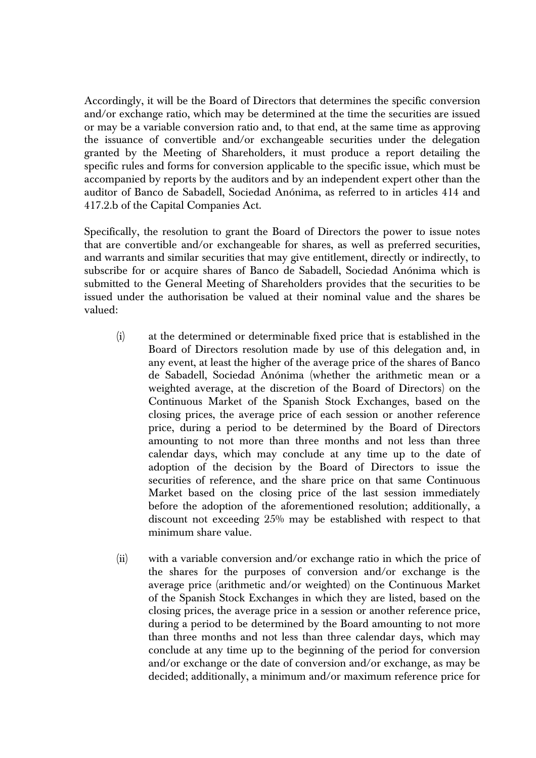Accordingly, it will be the Board of Directors that determines the specific conversion and/or exchange ratio, which may be determined at the time the securities are issued or may be a variable conversion ratio and, to that end, at the same time as approving the issuance of convertible and/or exchangeable securities under the delegation granted by the Meeting of Shareholders, it must produce a report detailing the specific rules and forms for conversion applicable to the specific issue, which must be accompanied by reports by the auditors and by an independent expert other than the auditor of Banco de Sabadell, Sociedad Anónima, as referred to in articles 414 and 417.2.b of the Capital Companies Act.

Specifically, the resolution to grant the Board of Directors the power to issue notes that are convertible and/or exchangeable for shares, as well as preferred securities, and warrants and similar securities that may give entitlement, directly or indirectly, to subscribe for or acquire shares of Banco de Sabadell, Sociedad Anónima which is submitted to the General Meeting of Shareholders provides that the securities to be issued under the authorisation be valued at their nominal value and the shares be valued:

(i) at the determined or determinable fixed price that is established in the Board of Directors resolution made by use of this delegation and, in any event, at least the higher of the average price of the shares of Banco de Sabadell, Sociedad Anónima (whether the arithmetic mean or a weighted average, at the discretion of the Board of Directors) on the Continuous Market of the Spanish Stock Exchanges, based on the closing prices, the average price of each session or another reference price, during a period to be determined by the Board of Directors amounting to not more than three months and not less than three calendar days, which may conclude at any time up to the date of adoption of the decision by the Board of Directors to issue the securities of reference, and the share price on that same Continuous Market based on the closing price of the last session immediately before the adoption of the aforementioned resolution; additionally, a discount not exceeding 25% may be established with respect to that minimum share value.

(ii) with a variable conversion and/or exchange ratio in which the price of the shares for the purposes of conversion and/or exchange is the average price (arithmetic and/or weighted) on the Continuous Market of the Spanish Stock Exchanges in which they are listed, based on the closing prices, the average price in a session or another reference price, during a period to be determined by the Board amounting to not more than three months and not less than three calendar days, which may conclude at any time up to the beginning of the period for conversion and/or exchange or the date of conversion and/or exchange, as may be decided; additionally, a minimum and/or maximum reference price for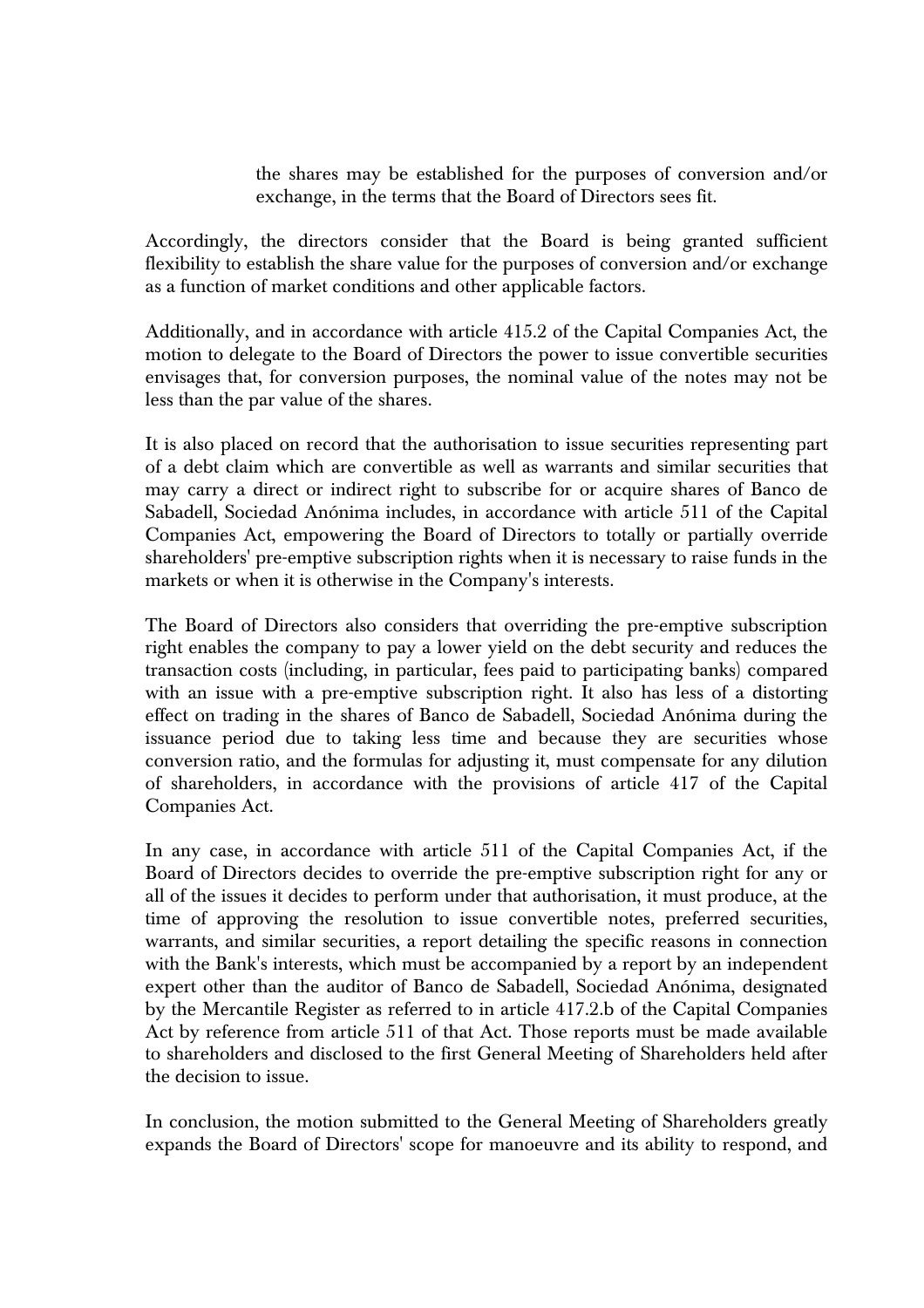the shares may be established for the purposes of conversion and/or exchange, in the terms that the Board of Directors sees fit.

Accordingly, the directors consider that the Board is being granted sufficient flexibility to establish the share value for the purposes of conversion and/or exchange as a function of market conditions and other applicable factors.

Additionally, and in accordance with article 415.2 of the Capital Companies Act, the motion to delegate to the Board of Directors the power to issue convertible securities envisages that, for conversion purposes, the nominal value of the notes may not be less than the par value of the shares.

It is also placed on record that the authorisation to issue securities representing part of a debt claim which are convertible as well as warrants and similar securities that may carry a direct or indirect right to subscribe for or acquire shares of Banco de Sabadell, Sociedad Anónima includes, in accordance with article 511 of the Capital Companies Act, empowering the Board of Directors to totally or partially override shareholders' pre-emptive subscription rights when it is necessary to raise funds in the markets or when it is otherwise in the Company's interests.

The Board of Directors also considers that overriding the pre-emptive subscription right enables the company to pay a lower yield on the debt security and reduces the transaction costs (including, in particular, fees paid to participating banks) compared with an issue with a pre-emptive subscription right. It also has less of a distorting effect on trading in the shares of Banco de Sabadell, Sociedad Anónima during the issuance period due to taking less time and because they are securities whose conversion ratio, and the formulas for adjusting it, must compensate for any dilution of shareholders, in accordance with the provisions of article 417 of the Capital Companies Act.

In any case, in accordance with article 511 of the Capital Companies Act, if the Board of Directors decides to override the pre-emptive subscription right for any or all of the issues it decides to perform under that authorisation, it must produce, at the time of approving the resolution to issue convertible notes, preferred securities, warrants, and similar securities, a report detailing the specific reasons in connection with the Bank's interests, which must be accompanied by a report by an independent expert other than the auditor of Banco de Sabadell, Sociedad Anónima, designated by the Mercantile Register as referred to in article 417.2.b of the Capital Companies Act by reference from article 511 of that Act. Those reports must be made available to shareholders and disclosed to the first General Meeting of Shareholders held after the decision to issue.

In conclusion, the motion submitted to the General Meeting of Shareholders greatly expands the Board of Directors' scope for manoeuvre and its ability to respond, and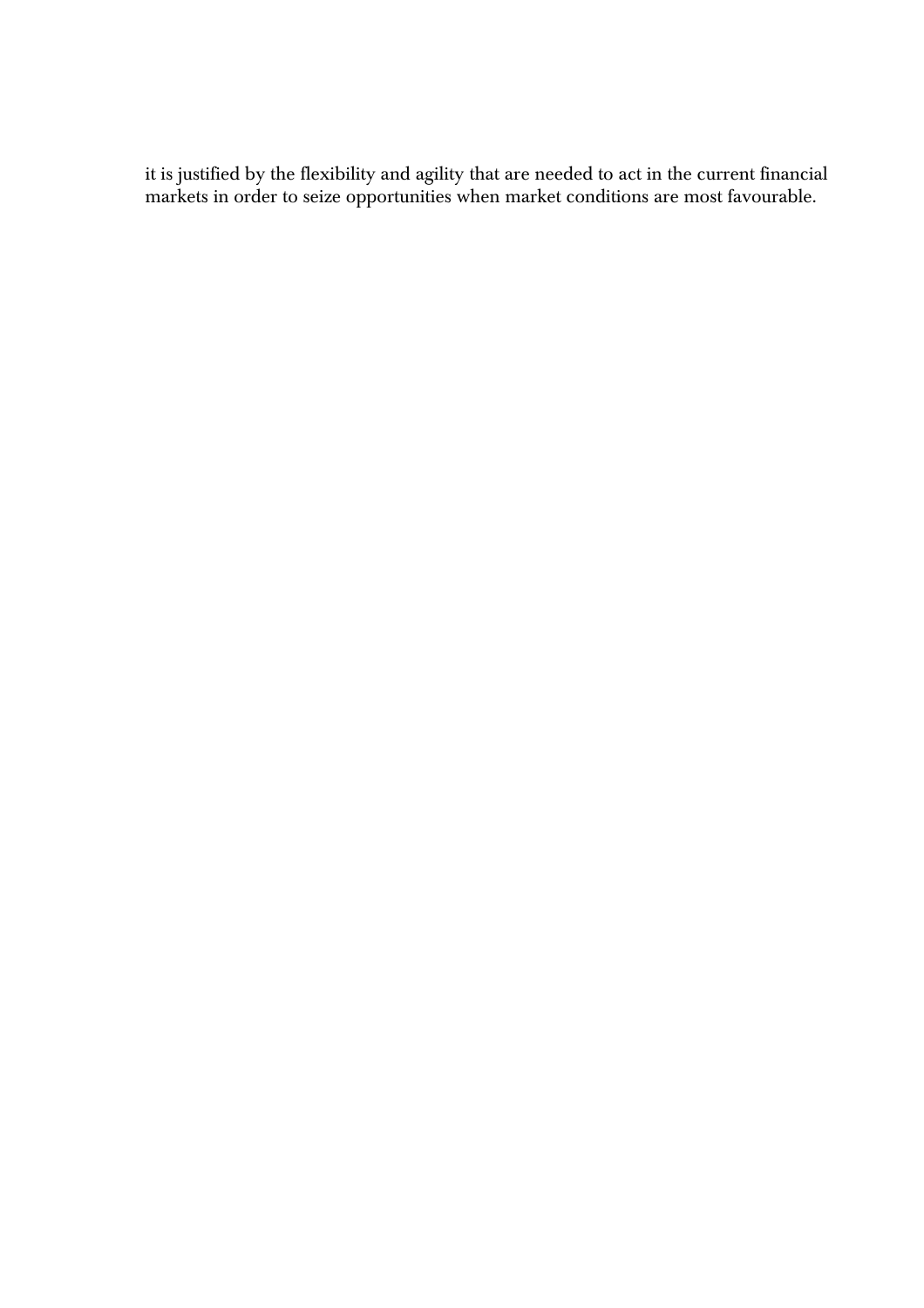it is justified by the flexibility and agility that are needed to act in the current financial markets in order to seize opportunities when market conditions are most favourable.